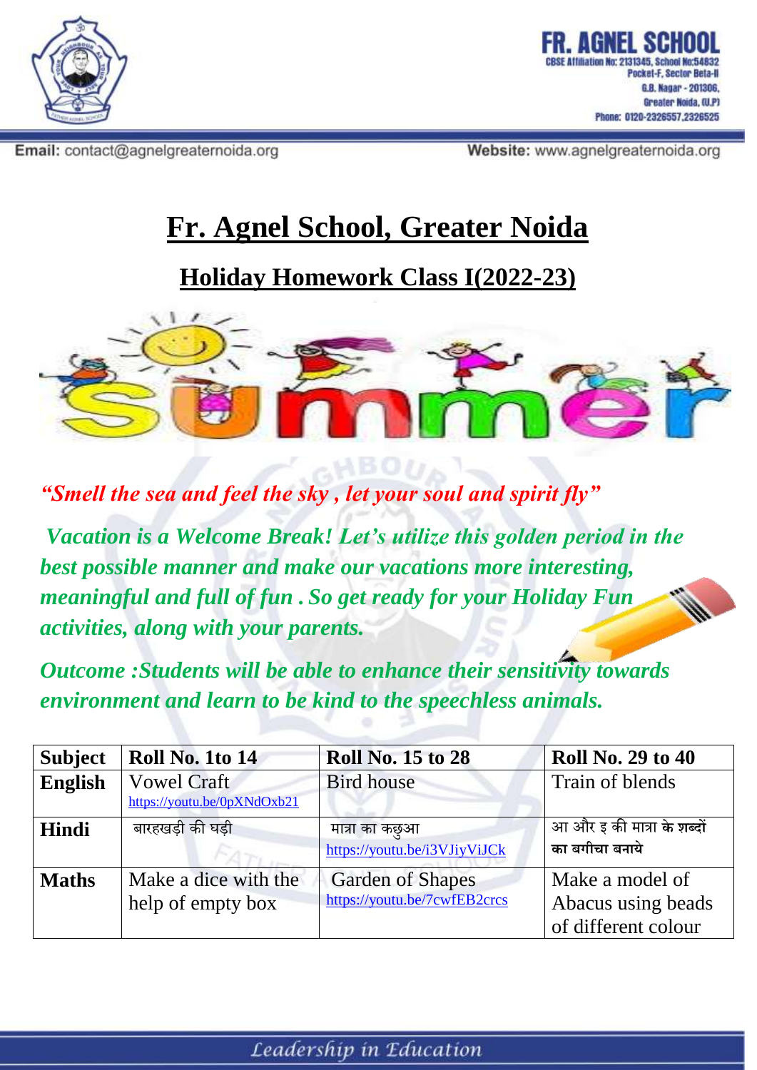# Fr. Agnel School, Greater Noida

## Holiday Homework Class I(2022-23)

*"Smell the sea and feel the sky , let your soul and spirit fly"*

***Vacation is a Welcome Break! Let's utilize this golden period in the best possible manner and make our vacations more interesting, meaningful and full of fun . So get ready for your Holiday Fun activities, along with your parents.***

***Outcome :Students will be able to enhance their sensitivity towards environment and learn to be kind to the speechless animals.***

| Subject | Roll No. 1to 14 | Roll No. 15 to 28 | Roll No. 29 to 40 |
|---|---|---|---|
| **English** | Vowel Craft https://youtu.be/0pXNdOxb21 | Bird house | Train of blends |
| **Hindi** | बारहखड़ी की घड़ी | मात्रा का कछुआ https://youtu.be/i3VJiyViJCk | आ और इ की मात्रा के शब्दों का बगीचा बनाये |
| **Maths** | Make a dice with the help of empty box | Garden of Shapes https://youtu.be/7cwfEB2crcs | Make a model of Abacus using beads of different colour |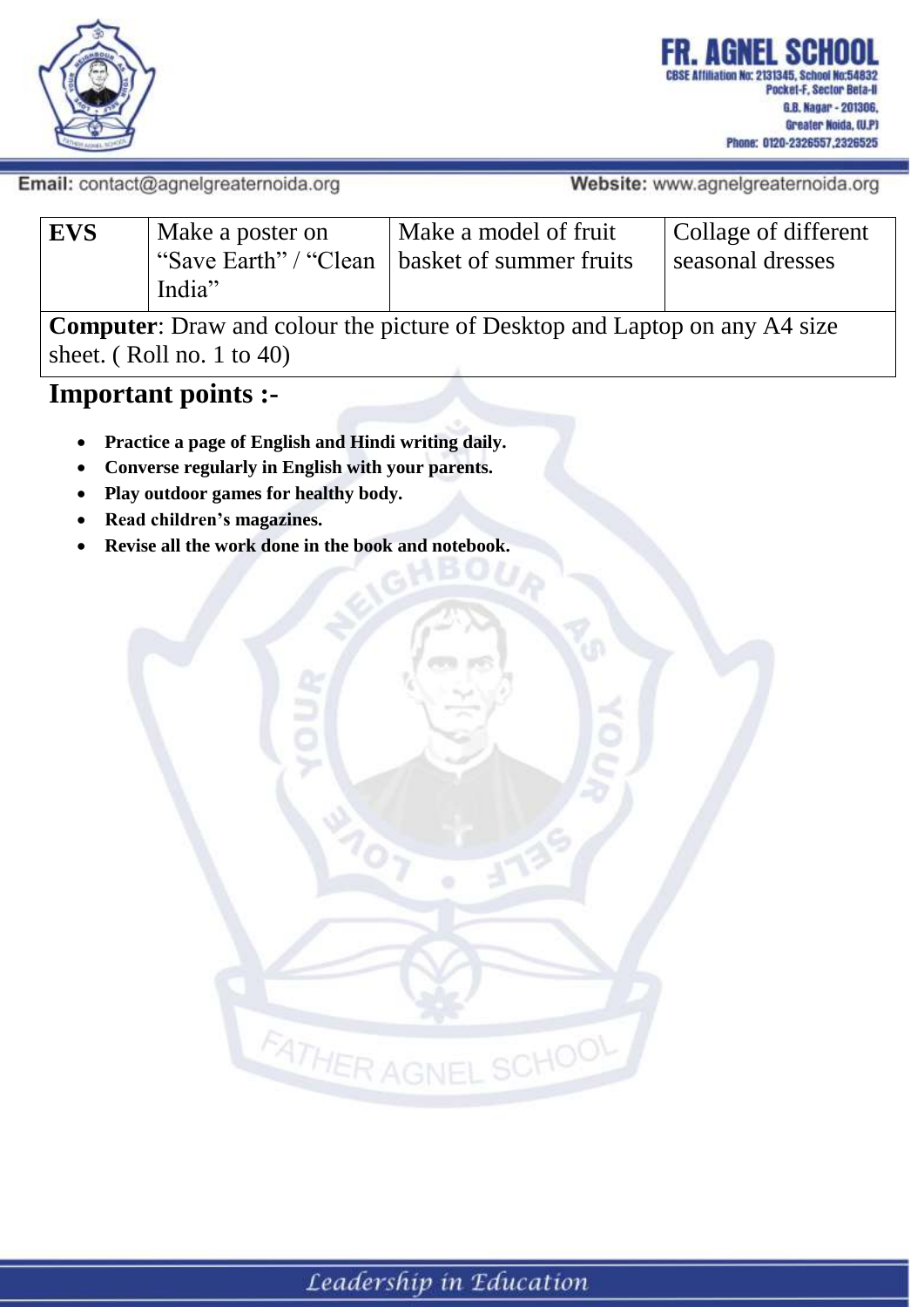| | | | |
|---|---|---|---|
| **EVS** | Make a poster on "Save Earth" / "Clean India" | Make a model of fruit basket of summer fruits | Collage of different seasonal dresses |
| **Computer**: Draw and colour the picture of Desktop and Laptop on any A4 size sheet. ( Roll no. 1 to 40) | | | |

## Important points :-

- **Practice a page of English and Hindi writing daily.**
- **Converse regularly in English with your parents.**
- **Play outdoor games for healthy body.**
- **Read children's magazines.**
- **Revise all the work done in the book and notebook.**